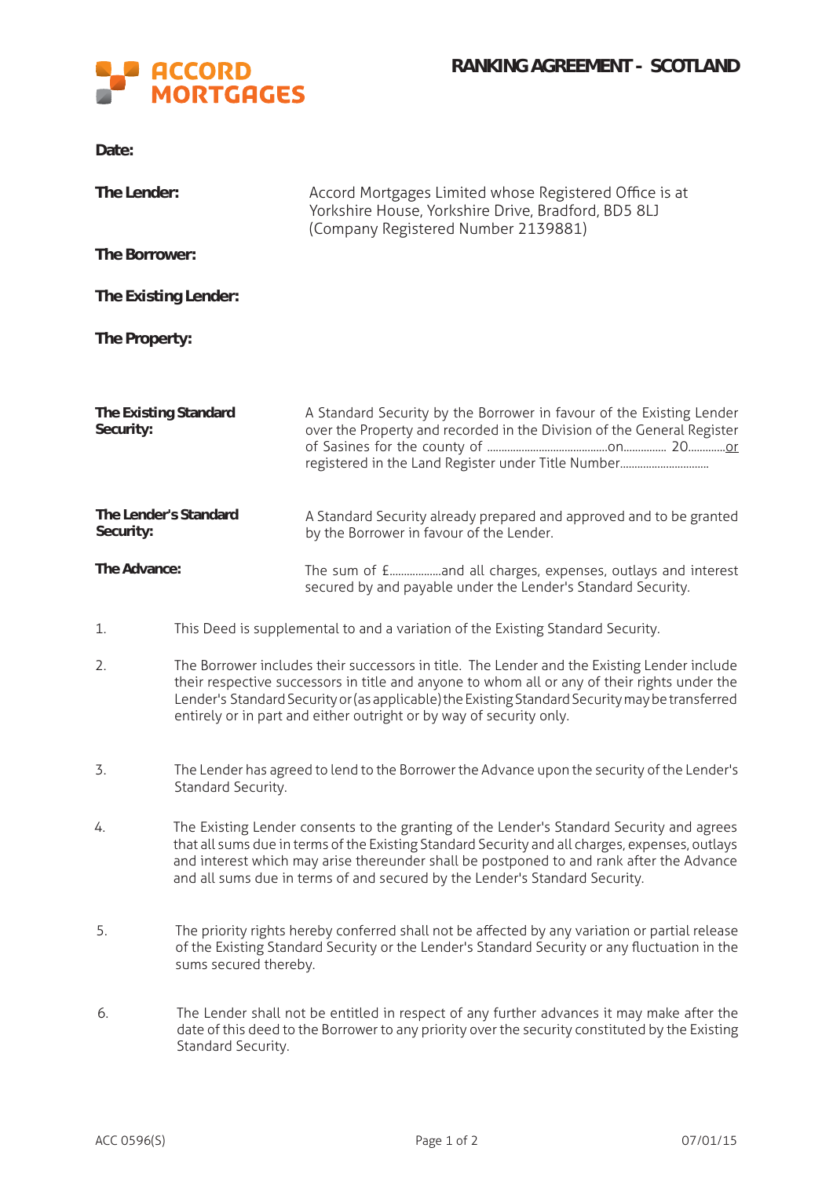ACCORD MORTGAGES

# RANKING AGREEMENT - SCOTLAND

**Date:**

**The Lender:** Accord Mortgages Limited whose Registered Office is at Yorkshire House, Yorkshire Drive, Bradford, BD5 8LJ (Company Registered Number 2139881)

**The Borrower:**

**The Existing Lender:**

**The Property:**

**The Existing Standard Security:** A Standard Security by the Borrower in favour of the Existing Lender over the Property and recorded in the Division of the General Register of Sasines for the county of ..........................................on............... 20............. or registered in the Land Register under Title Number...............................

**The Lender's Standard Security:** A Standard Security already prepared and approved and to be granted by the Borrower in favour of the Lender.

**The Advance:** The sum of £..................and all charges, expenses, outlays and interest secured by and payable under the Lender's Standard Security.

1. This Deed is supplemental to and a variation of the Existing Standard Security.

2. The Borrower includes their successors in title. The Lender and the Existing Lender include their respective successors in title and anyone to whom all or any of their rights under the Lender's Standard Security or (as applicable) the Existing Standard Security may be transferred entirely or in part and either outright or by way of security only.

3. The Lender has agreed to lend to the Borrower the Advance upon the security of the Lender's Standard Security.

4. The Existing Lender consents to the granting of the Lender's Standard Security and agrees that all sums due in terms of the Existing Standard Security and all charges, expenses, outlays and interest which may arise thereunder shall be postponed to and rank after the Advance and all sums due in terms of and secured by the Lender's Standard Security.

5. The priority rights hereby conferred shall not be affected by any variation or partial release of the Existing Standard Security or the Lender's Standard Security or any fluctuation in the sums secured thereby.

6. The Lender shall not be entitled in respect of any further advances it may make after the date of this deed to the Borrower to any priority over the security constituted by the Existing Standard Security.

ACC 0596(S) 07/01/15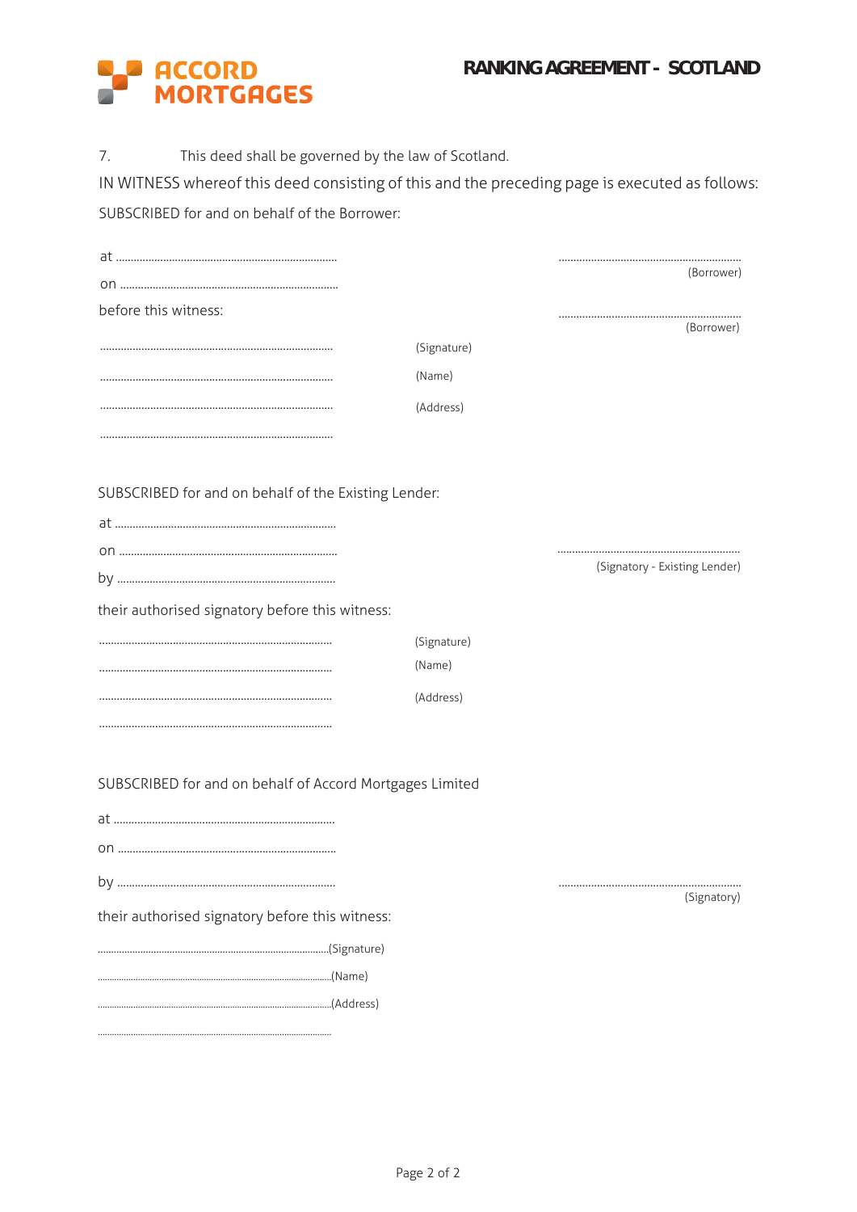7. This deed shall be governed by the law of Scotland.

IN WITNESS whereof this deed consisting of this and the preceding page is executed as follows:

SUBSCRIBED for and on behalf of the Borrower:

at ..........................................................................

on ..........................................................................

before this witness:

.............................................................................. (Signature)

.............................................................................. (Name)

.............................................................................. (Address)

..............................................................................

.............................................................. (Borrower)

.............................................................. (Borrower)

SUBSCRIBED for and on behalf of the Existing Lender:

at ..........................................................................

on ..........................................................................

by ..........................................................................

their authorised signatory before this witness:

.............................................................................. (Signature)

.............................................................................. (Name)

.............................................................................. (Address)

..............................................................................

.............................................................. (Signatory - Existing Lender)

SUBSCRIBED for and on behalf of Accord Mortgages Limited

at ..........................................................................

on ..........................................................................

by ..........................................................................

their authorised signatory before this witness:

.............................................................................. (Signature)

.............................................................................. (Name)

.............................................................................. (Address)

..............................................................................

.............................................................. (Signatory)